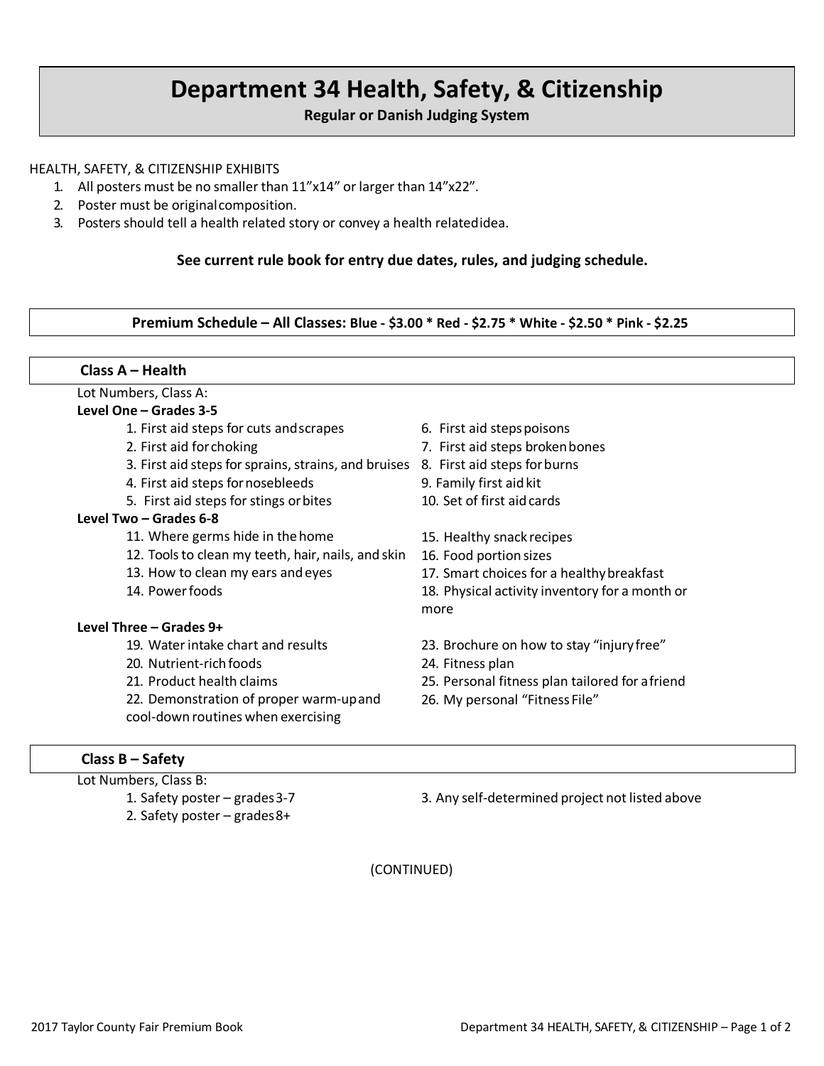# Department 34 Health, Safety, & Citizenship

**Regular or Danish Judging System**

HEALTH, SAFETY, & CITIZENSHIP EXHIBITS

1. All posters must be no smaller than 11”x14” or larger than 14”x22”.
2. Poster must be original composition.
3. Posters should tell a health related story or convey a health related idea.

**See current rule book for entry due dates, rules, and judging schedule.**

**Premium Schedule – All Classes: Blue - $3.00 * Red - $2.75 * White - $2.50 * Pink - $2.25**

## Class A – Health

Lot Numbers, Class A:

**Level One – Grades 3-5**

1. First aid steps for cuts and scrapes
2. First aid for choking
3. First aid steps for sprains, strains, and bruises
4. First aid steps for nosebleeds
5. First aid steps for stings or bites
6. First aid steps poisons
7. First aid steps broken bones
8. First aid steps for burns
9. Family first aid kit
10. Set of first aid cards

**Level Two – Grades 6-8**

11. Where germs hide in the home
12. Tools to clean my teeth, hair, nails, and skin
13. How to clean my ears and eyes
14. Power foods
15. Healthy snack recipes
16. Food portion sizes
17. Smart choices for a healthy breakfast
18. Physical activity inventory for a month or more

**Level Three – Grades 9+**

19. Water intake chart and results
20. Nutrient-rich foods
21. Product health claims
22. Demonstration of proper warm-up and cool-down routines when exercising
23. Brochure on how to stay “injury free”
24. Fitness plan
25. Personal fitness plan tailored for a friend
26. My personal “Fitness File”

## Class B – Safety

Lot Numbers, Class B:

1. Safety poster – grades 3-7
2. Safety poster – grades 8+
3. Any self-determined project not listed above

(CONTINUED)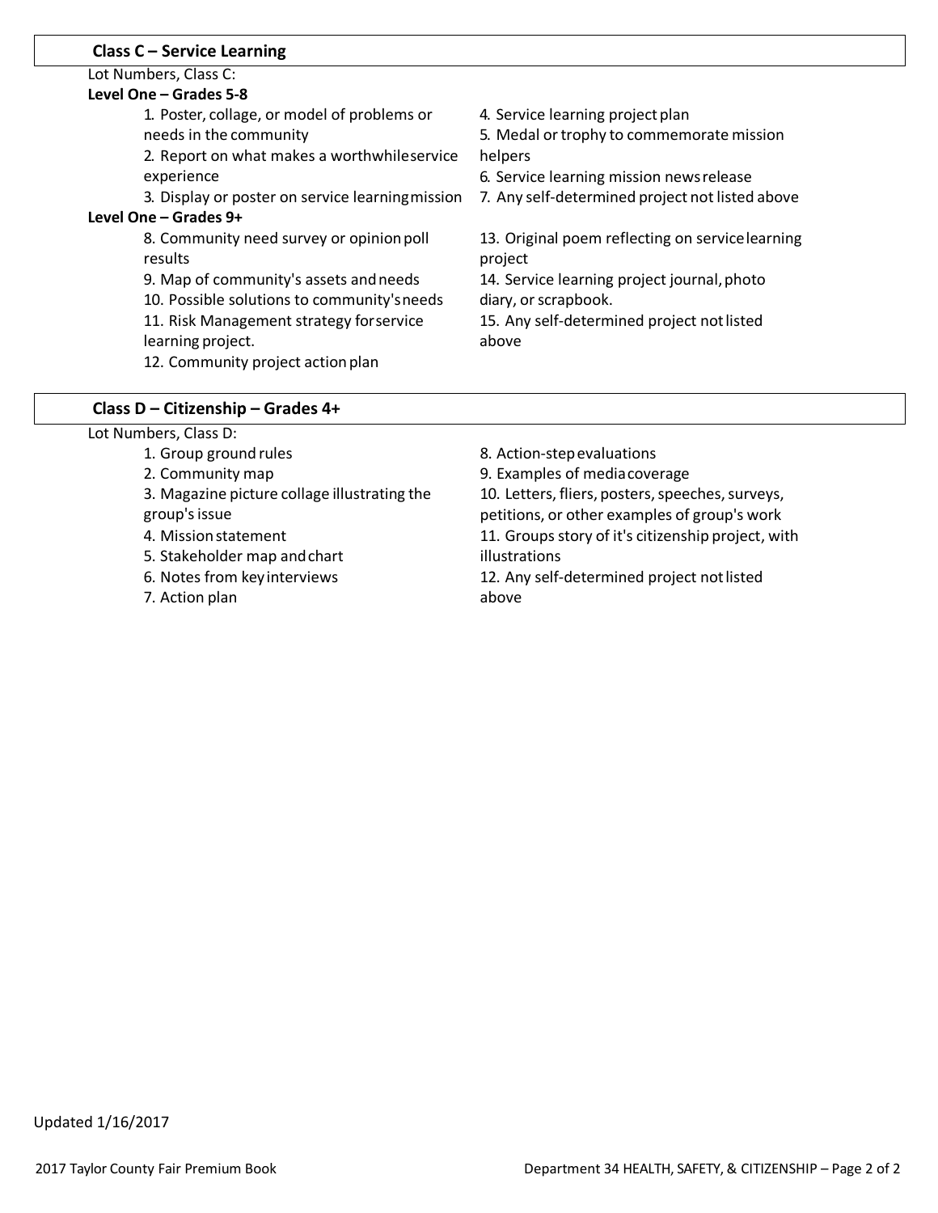## Class C – Service Learning

Lot Numbers, Class C:

**Level One – Grades 5-8**

1. Poster, collage, or model of problems or needs in the community
2. Report on what makes a worthwhile service experience
3. Display or poster on service learning mission
4. Service learning project plan
5. Medal or trophy to commemorate mission helpers
6. Service learning mission news release
7. Any self-determined project not listed above

**Level One – Grades 9+**

8. Community need survey or opinion poll results
9. Map of community's assets and needs
10. Possible solutions to community's needs
11. Risk Management strategy for service learning project.
12. Community project action plan
13. Original poem reflecting on service learning project
14. Service learning project journal, photo diary, or scrapbook.
15. Any self-determined project not listed above

## Class D – Citizenship – Grades 4+

Lot Numbers, Class D:

1. Group ground rules
2. Community map
3. Magazine picture collage illustrating the group's issue
4. Mission statement
5. Stakeholder map and chart
6. Notes from key interviews
7. Action plan
8. Action-step evaluations
9. Examples of media coverage
10. Letters, fliers, posters, speeches, surveys, petitions, or other examples of group's work
11. Groups story of it's citizenship project, with illustrations
12. Any self-determined project not listed above

Updated 1/16/2017